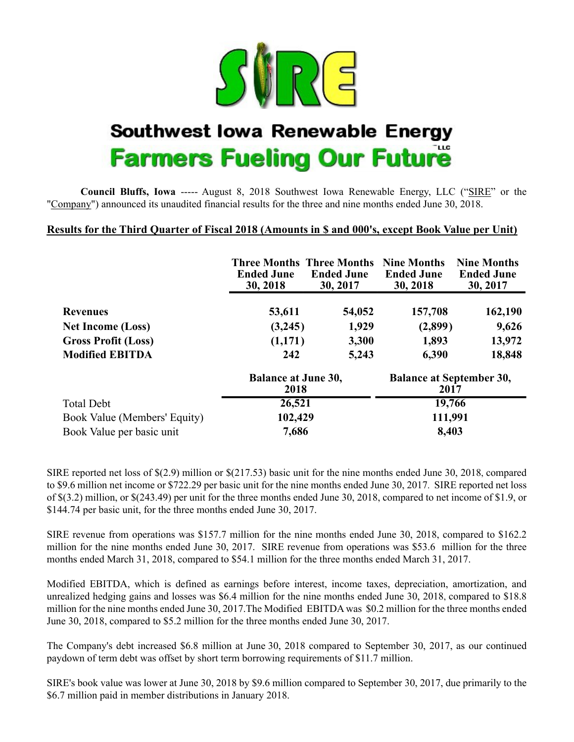# Southwest Iowa Renewable Energy

## Farmers Fueling Our Future

**Council Bluffs, Iowa** ----- August 8, 2018 Southwest Iowa Renewable Energy, LLC ("SIRE" or the "Company") announced its unaudited financial results for the three and nine months ended June 30, 2018.

**Results for the Third Quarter of Fiscal 2018 (Amounts in $ and 000's, except Book Value per Unit)**

| | Three Months Ended June 30, 2018 | Three Months Ended June 30, 2017 | Nine Months Ended June 30, 2018 | Nine Months Ended June 30, 2017 |
|---|---|---|---|---|
| **Revenues** | 53,611 | 54,052 | 157,708 | 162,190 |
| **Net Income (Loss)** | (3,245) | 1,929 | (2,899) | 9,626 |
| **Gross Profit (Loss)** | (1,171) | 3,300 | 1,893 | 13,972 |
| **Modified EBITDA** | 242 | 5,243 | 6,390 | 18,848 |

| | Balance at June 30, 2018 | Balance at September 30, 2017 |
|---|---|---|
| Total Debt | 26,521 | 19,766 |
| Book Value (Members' Equity) | 102,429 | 111,991 |
| Book Value per basic unit | 7,686 | 8,403 |

SIRE reported net loss of $(2.9) million or $(217.53) basic unit for the nine months ended June 30, 2018, compared to $9.6 million net income or $722.29 per basic unit for the nine months ended June 30, 2017. SIRE reported net loss of $(3.2) million, or $(243.49) per unit for the three months ended June 30, 2018, compared to net income of $1.9, or $144.74 per basic unit, for the three months ended June 30, 2017.

SIRE revenue from operations was $157.7 million for the nine months ended June 30, 2018, compared to $162.2 million for the nine months ended June 30, 2017. SIRE revenue from operations was $53.6 million for the three months ended March 31, 2018, compared to $54.1 million for the three months ended March 31, 2017.

Modified EBITDA, which is defined as earnings before interest, income taxes, depreciation, amortization, and unrealized hedging gains and losses was $6.4 million for the nine months ended June 30, 2018, compared to $18.8 million for the nine months ended June 30, 2017.The Modified EBITDA was $0.2 million for the three months ended June 30, 2018, compared to $5.2 million for the three months ended June 30, 2017.

The Company's debt increased $6.8 million at June 30, 2018 compared to September 30, 2017, as our continued paydown of term debt was offset by short term borrowing requirements of $11.7 million.

SIRE's book value was lower at June 30, 2018 by $9.6 million compared to September 30, 2017, due primarily to the $6.7 million paid in member distributions in January 2018.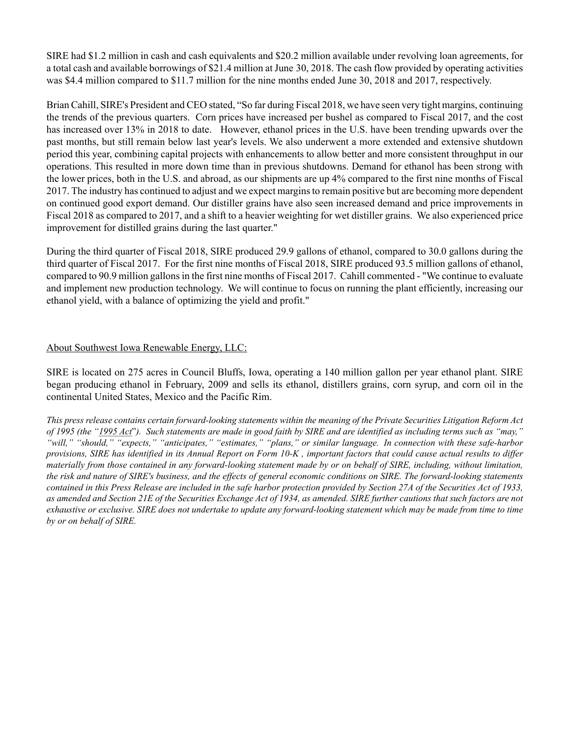SIRE had $1.2 million in cash and cash equivalents and $20.2 million available under revolving loan agreements, for a total cash and available borrowings of $21.4 million at June 30, 2018. The cash flow provided by operating activities was $4.4 million compared to $11.7 million for the nine months ended June 30, 2018 and 2017, respectively.

Brian Cahill, SIRE's President and CEO stated, "So far during Fiscal 2018, we have seen very tight margins, continuing the trends of the previous quarters. Corn prices have increased per bushel as compared to Fiscal 2017, and the cost has increased over 13% in 2018 to date. However, ethanol prices in the U.S. have been trending upwards over the past months, but still remain below last year's levels. We also underwent a more extended and extensive shutdown period this year, combining capital projects with enhancements to allow better and more consistent throughput in our operations. This resulted in more down time than in previous shutdowns. Demand for ethanol has been strong with the lower prices, both in the U.S. and abroad, as our shipments are up 4% compared to the first nine months of Fiscal 2017. The industry has continued to adjust and we expect margins to remain positive but are becoming more dependent on continued good export demand. Our distiller grains have also seen increased demand and price improvements in Fiscal 2018 as compared to 2017, and a shift to a heavier weighting for wet distiller grains. We also experienced price improvement for distilled grains during the last quarter."

During the third quarter of Fiscal 2018, SIRE produced 29.9 gallons of ethanol, compared to 30.0 gallons during the third quarter of Fiscal 2017. For the first nine months of Fiscal 2018, SIRE produced 93.5 million gallons of ethanol, compared to 90.9 million gallons in the first nine months of Fiscal 2017. Cahill commented - "We continue to evaluate and implement new production technology. We will continue to focus on running the plant efficiently, increasing our ethanol yield, with a balance of optimizing the yield and profit."

## About Southwest Iowa Renewable Energy, LLC:

SIRE is located on 275 acres in Council Bluffs, Iowa, operating a 140 million gallon per year ethanol plant. SIRE began producing ethanol in February, 2009 and sells its ethanol, distillers grains, corn syrup, and corn oil in the continental United States, Mexico and the Pacific Rim.

*This press release contains certain forward-looking statements within the meaning of the Private Securities Litigation Reform Act of 1995 (the "1995 Act"). Such statements are made in good faith by SIRE and are identified as including terms such as "may," "will," "should," "expects," "anticipates," "estimates," "plans," or similar language. In connection with these safe-harbor provisions, SIRE has identified in its Annual Report on Form 10-K , important factors that could cause actual results to differ materially from those contained in any forward-looking statement made by or on behalf of SIRE, including, without limitation, the risk and nature of SIRE's business, and the effects of general economic conditions on SIRE. The forward-looking statements contained in this Press Release are included in the safe harbor protection provided by Section 27A of the Securities Act of 1933, as amended and Section 21E of the Securities Exchange Act of 1934, as amended. SIRE further cautions that such factors are not exhaustive or exclusive. SIRE does not undertake to update any forward-looking statement which may be made from time to time by or on behalf of SIRE.*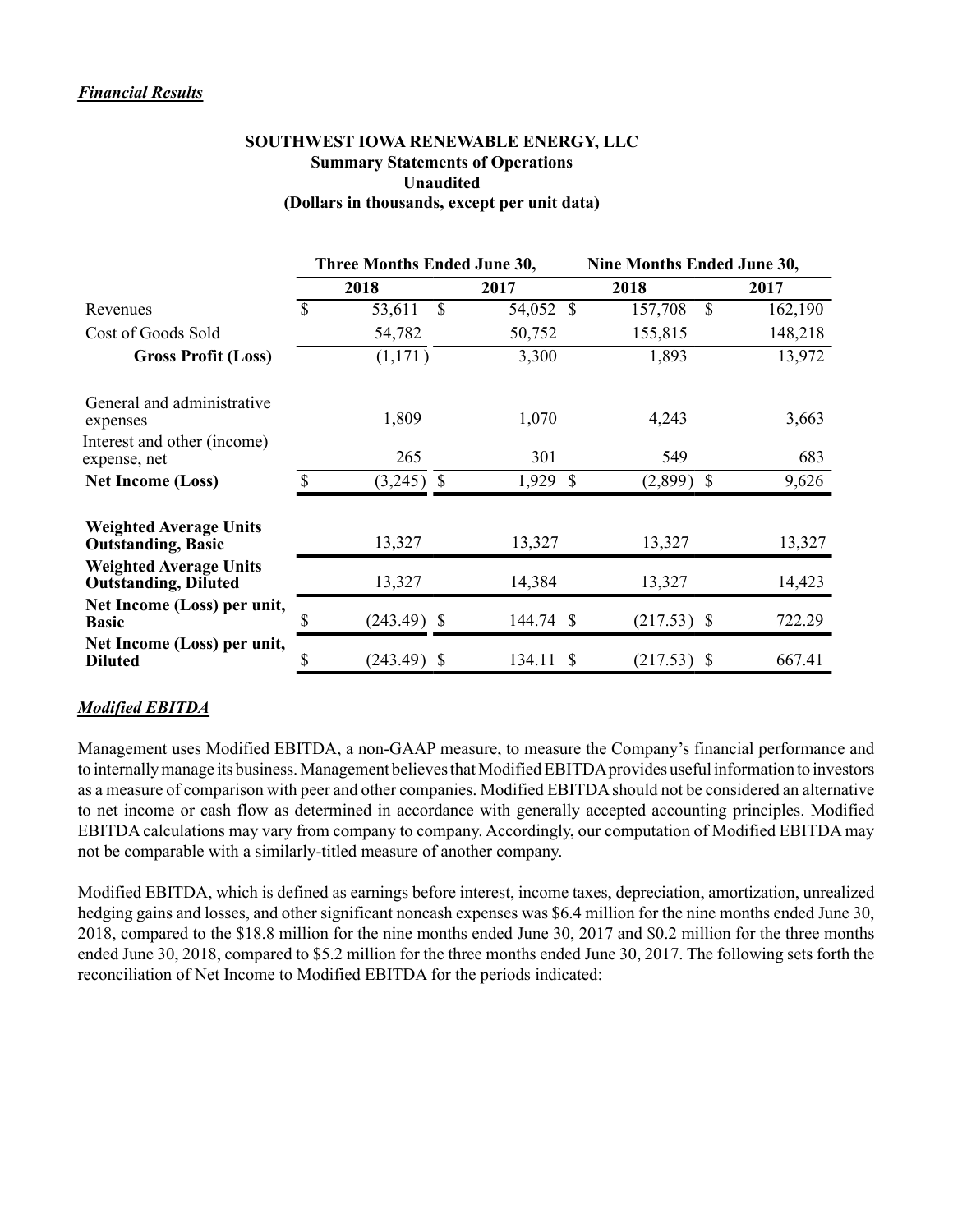***Financial Results***

**SOUTHWEST IOWA RENEWABLE ENERGY, LLC**
**Summary Statements of Operations**
**Unaudited**
**(Dollars in thousands, except per unit data)**

| | Three Months Ended June 30, | | Nine Months Ended June 30, | |
|---|---|---|---|---|
| | **2018** | **2017** | **2018** | **2017** |
| Revenues | $ 53,611 | $ 54,052 | $ 157,708 | $ 162,190 |
| Cost of Goods Sold | 54,782 | 50,752 | 155,815 | 148,218 |
| **Gross Profit (Loss)** | (1,171) | 3,300 | 1,893 | 13,972 |
| General and administrative expenses | 1,809 | 1,070 | 4,243 | 3,663 |
| Interest and other (income) expense, net | 265 | 301 | 549 | 683 |
| **Net Income (Loss)** | $ (3,245) | $ 1,929 | $ (2,899) | $ 9,626 |
| **Weighted Average Units Outstanding, Basic** | 13,327 | 13,327 | 13,327 | 13,327 |
| **Weighted Average Units Outstanding, Diluted** | 13,327 | 14,384 | 13,327 | 14,423 |
| **Net Income (Loss) per unit, Basic** | $ (243.49) | $ 144.74 | $ (217.53) | $ 722.29 |
| **Net Income (Loss) per unit, Diluted** | $ (243.49) | $ 134.11 | $ (217.53) | $ 667.41 |

***Modified EBITDA***

Management uses Modified EBITDA, a non-GAAP measure, to measure the Company's financial performance and to internally manage its business. Management believes that Modified EBITDA provides useful information to investors as a measure of comparison with peer and other companies. Modified EBITDA should not be considered an alternative to net income or cash flow as determined in accordance with generally accepted accounting principles. Modified EBITDA calculations may vary from company to company. Accordingly, our computation of Modified EBITDA may not be comparable with a similarly-titled measure of another company.

Modified EBITDA, which is defined as earnings before interest, income taxes, depreciation, amortization, unrealized hedging gains and losses, and other significant noncash expenses was $6.4 million for the nine months ended June 30, 2018, compared to the $18.8 million for the nine months ended June 30, 2017 and $0.2 million for the three months ended June 30, 2018, compared to $5.2 million for the three months ended June 30, 2017. The following sets forth the reconciliation of Net Income to Modified EBITDA for the periods indicated: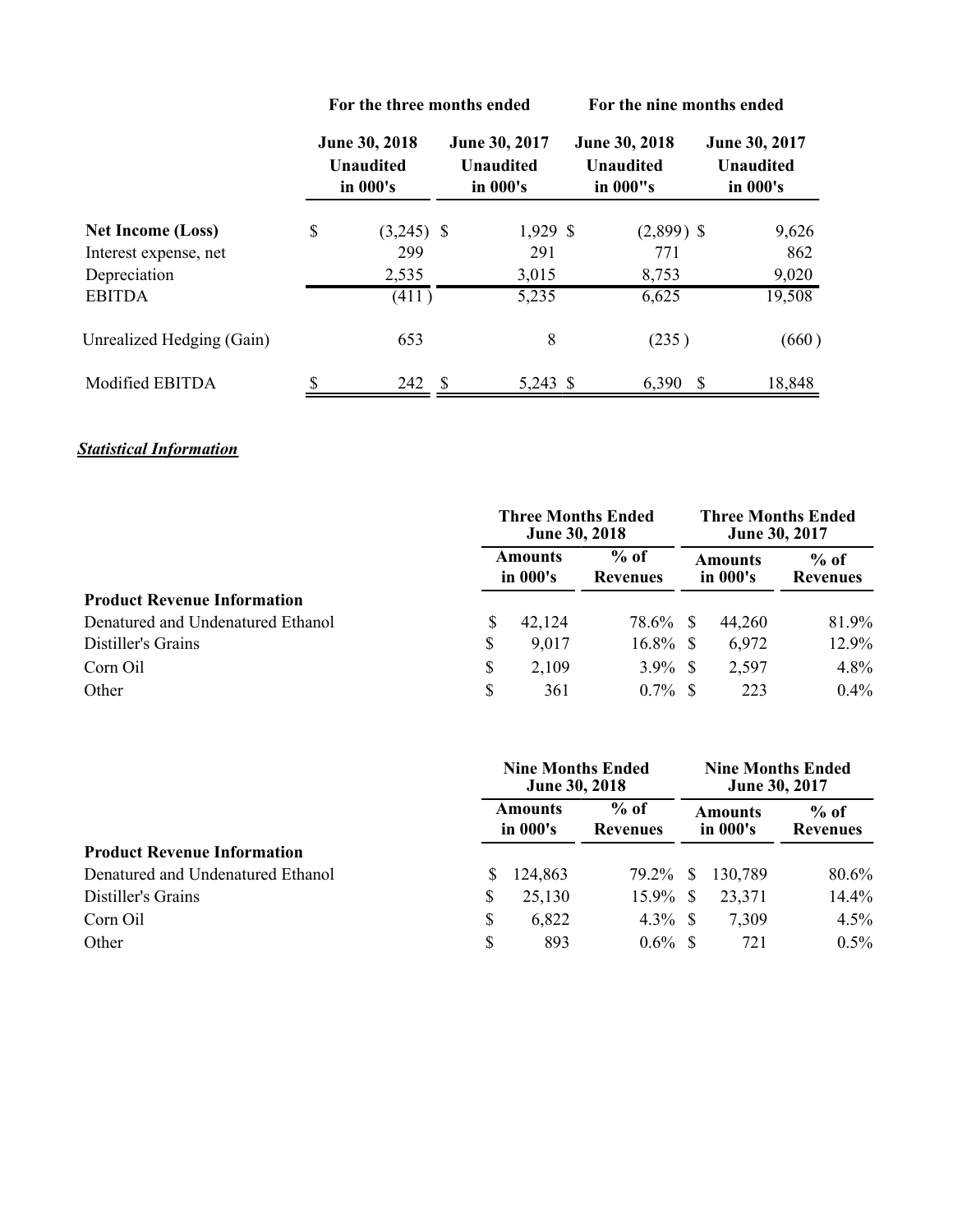| | For the three months ended | | For the nine months ended | |
|---|---|---|---|---|
| | June 30, 2018 Unaudited in 000's | June 30, 2017 Unaudited in 000's | June 30, 2018 Unaudited in 000"s | June 30, 2017 Unaudited in 000's |
| **Net Income (Loss)** | $ (3,245) | $ 1,929 | $ (2,899) | $ 9,626 |
| Interest expense, net | 299 | 291 | 771 | 862 |
| Depreciation | 2,535 | 3,015 | 8,753 | 9,020 |
| EBITDA | (411) | 5,235 | 6,625 | 19,508 |
| Unrealized Hedging (Gain) | 653 | 8 | (235) | (660) |
| Modified EBITDA | $ 242 | $ 5,243 | $ 6,390 | $ 18,848 |

***Statistical Information***

| | Three Months Ended June 30, 2018 | | Three Months Ended June 30, 2017 | |
|---|---|---|---|---|
| | Amounts in 000's | % of Revenues | Amounts in 000's | % of Revenues |
| **Product Revenue Information** | | | | |
| Denatured and Undenatured Ethanol | $ 42,124 | 78.6% | $ 44,260 | 81.9% |
| Distiller's Grains | $ 9,017 | 16.8% | $ 6,972 | 12.9% |
| Corn Oil | $ 2,109 | 3.9% | $ 2,597 | 4.8% |
| Other | $ 361 | 0.7% | $ 223 | 0.4% |

| | Nine Months Ended June 30, 2018 | | Nine Months Ended June 30, 2017 | |
|---|---|---|---|---|
| | Amounts in 000's | % of Revenues | Amounts in 000's | % of Revenues |
| **Product Revenue Information** | | | | |
| Denatured and Undenatured Ethanol | $ 124,863 | 79.2% | $ 130,789 | 80.6% |
| Distiller's Grains | $ 25,130 | 15.9% | $ 23,371 | 14.4% |
| Corn Oil | $ 6,822 | 4.3% | $ 7,309 | 4.5% |
| Other | $ 893 | 0.6% | $ 721 | 0.5% |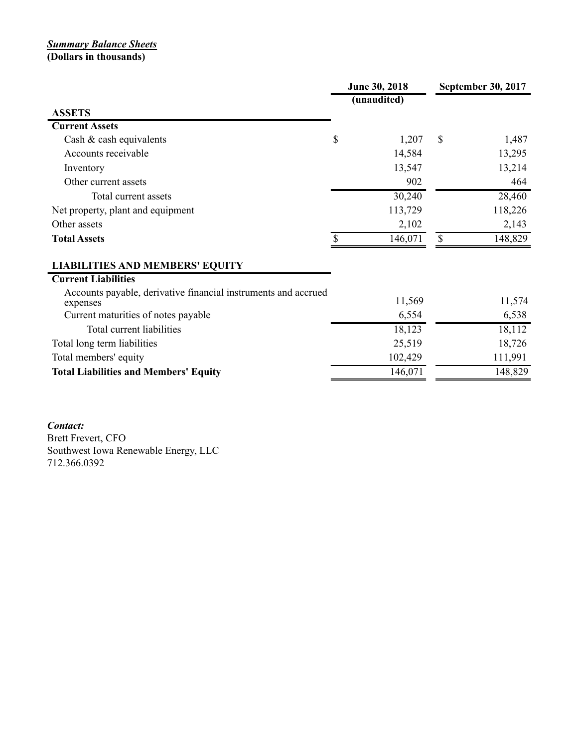***Summary Balance Sheets***
**(Dollars in thousands)**

| | June 30, 2018 (unaudited) | September 30, 2017 |
|---|---|---|
| **ASSETS** | | |
| **Current Assets** | | |
| Cash & cash equivalents | $ 1,207 | $ 1,487 |
| Accounts receivable | 14,584 | 13,295 |
| Inventory | 13,547 | 13,214 |
| Other current assets | 902 | 464 |
| Total current assets | 30,240 | 28,460 |
| Net property, plant and equipment | 113,729 | 118,226 |
| Other assets | 2,102 | 2,143 |
| **Total Assets** | $ 146,071 | $ 148,829 |
| **LIABILITIES AND MEMBERS' EQUITY** | | |
| **Current Liabilities** | | |
| Accounts payable, derivative financial instruments and accrued expenses | 11,569 | 11,574 |
| Current maturities of notes payable | 6,554 | 6,538 |
| Total current liabilities | 18,123 | 18,112 |
| Total long term liabilities | 25,519 | 18,726 |
| Total members' equity | 102,429 | 111,991 |
| **Total Liabilities and Members' Equity** | 146,071 | 148,829 |

***Contact:***
Brett Frevert, CFO
Southwest Iowa Renewable Energy, LLC
712.366.0392